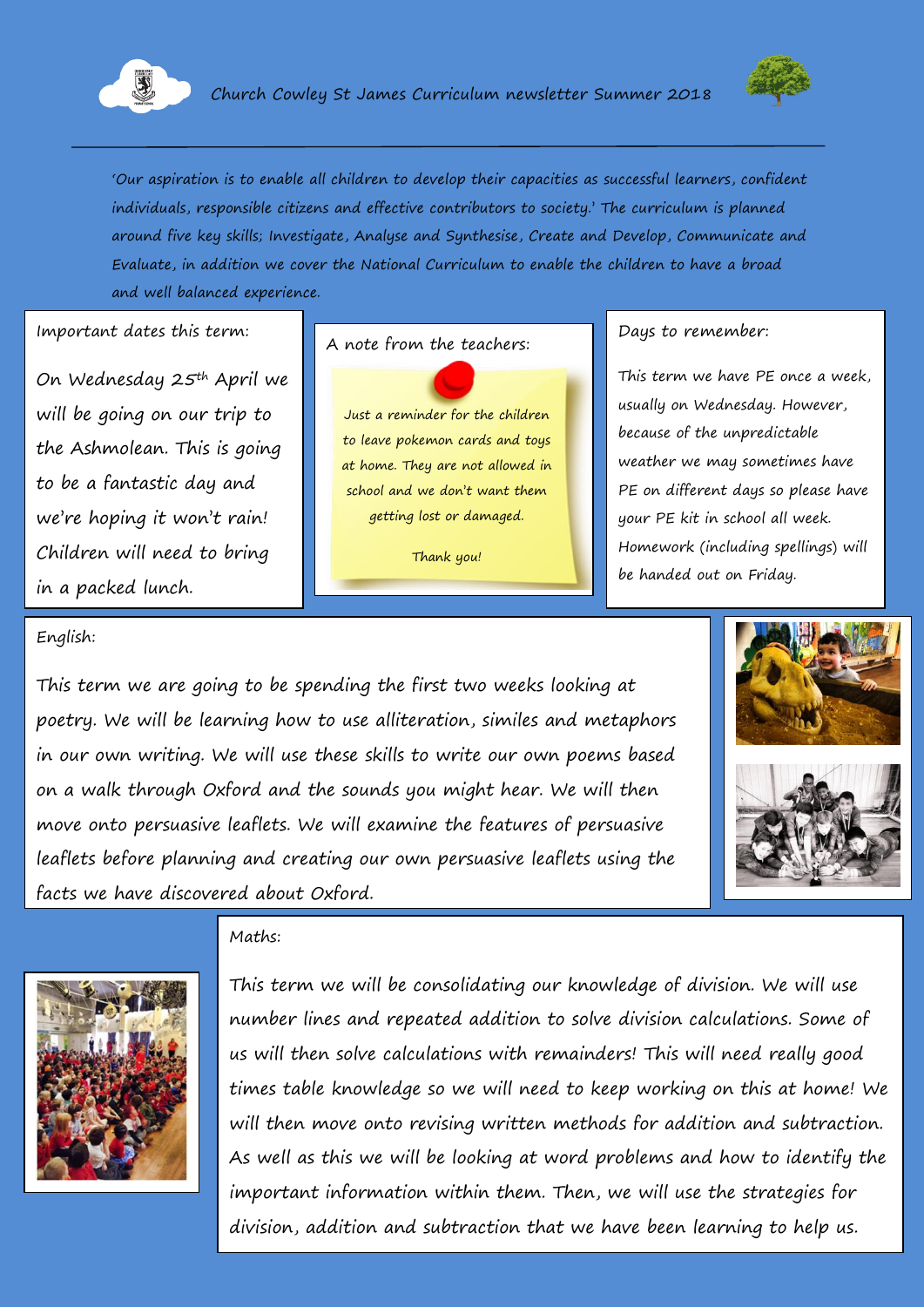# Church Cowley St James Curriculum newsletter Summer 2018

*'Our aspiration is to enable all children to develop their capacities as successful learners, confident individuals, responsible citizens and effective contributors to society.' The curriculum is planned around five key skills; Investigate, Analyse and Synthesise, Create and Develop, Communicate and Evaluate, in addition we cover the National Curriculum to enable the children to have a broad and well balanced experience.*

## Important dates this term:

On Wednesday 25th April we will be going on our trip to the Ashmolean. This is going to be a fantastic day and we're hoping it won't rain! Children will need to bring in a packed lunch.

## A note from the teachers:

Just a reminder for the children to leave pokemon cards and toys at home. They are not allowed in school and we don't want them getting lost or damaged.

Thank you!

## Days to remember:

This term we have PE once a week, usually on Wednesday. However, because of the unpredictable weather we may sometimes have PE on different days so please have your PE kit in school all week. Homework (including spellings) will be handed out on Friday.

## English:

This term we are going to be spending the first two weeks looking at poetry. We will be learning how to use alliteration, similes and metaphors in our own writing. We will use these skills to write our own poems based on a walk through Oxford and the sounds you might hear. We will then move onto persuasive leaflets. We will examine the features of persuasive leaflets before planning and creating our own persuasive leaflets using the facts we have discovered about Oxford.

## Maths:

This term we will be consolidating our knowledge of division. We will use number lines and repeated addition to solve division calculations. Some of us will then solve calculations with remainders! This will need really good times table knowledge so we will need to keep working on this at home! We will then move onto revising written methods for addition and subtraction. As well as this we will be looking at word problems and how to identify the important information within them. Then, we will use the strategies for division, addition and subtraction that we have been learning to help us.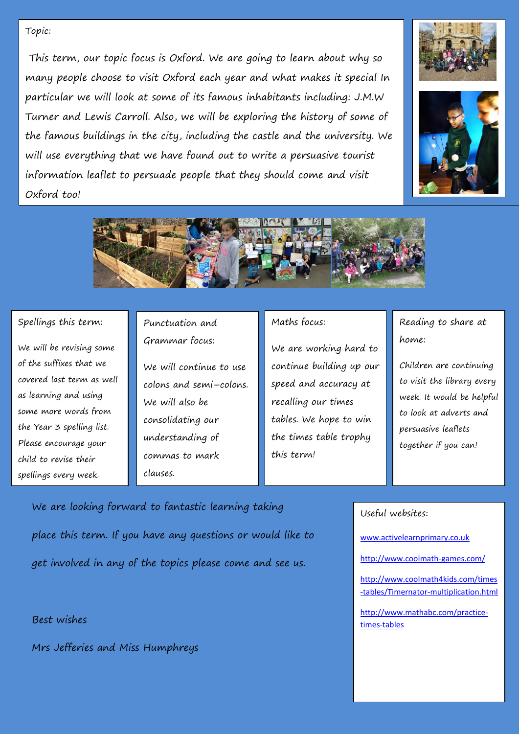## Topic:

This term, our topic focus is Oxford. We are going to learn about why so many people choose to visit Oxford each year and what makes it special In particular we will look at some of its famous inhabitants including: J.M.W Turner and Lewis Carroll. Also, we will be exploring the history of some of the famous buildings in the city, including the castle and the university. We will use everything that we have found out to write a persuasive tourist information leaflet to persuade people that they should come and visit Oxford too!

## Spellings this term:

We will be revising some of the suffixes that we covered last term as well as learning and using some more words from the Year 3 spelling list. Please encourage your child to revise their spellings every week.

## Punctuation and Grammar focus:

We will continue to use colons and semi-colons. We will also be consolidating our understanding of commas to mark clauses.

## Maths focus:

We are working hard to continue building up our speed and accuracy at recalling our times tables. We hope to win the times table trophy this term!

## Reading to share at home:

Children are continuing to visit the library every week. It would be helpful to look at adverts and persuasive leaflets together if you can!

We are looking forward to fantastic learning taking place this term. If you have any questions or would like to get involved in any of the topics please come and see us.

Best wishes

Mrs Jefferies and Miss Humphreys

## Useful websites:

www.activelearnprimary.co.uk

http://www.coolmath-games.com/

http://www.coolmath4kids.com/times-tables/Timernator-multiplication.html

http://www.mathabc.com/practice-times-tables